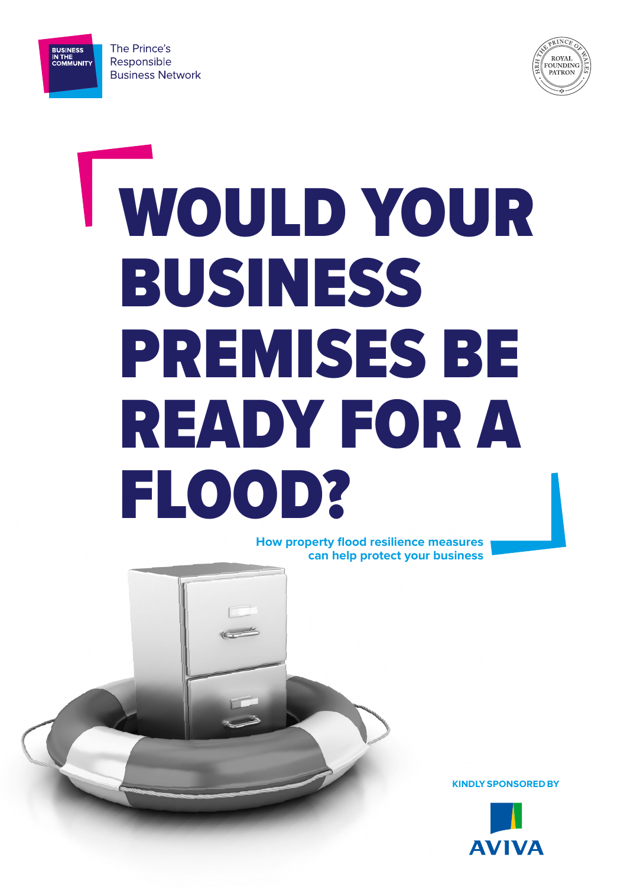BUSINESS IN THE COMMUNITY

The Prince's Responsible Business Network

HRH THE PRINCE OF WALES ROYAL FOUNDING PATRON

# WOULD YOUR BUSINESS PREMISES BE READY FOR A FLOOD?

**How property flood resilience measures can help protect your business**

**KINDLY SPONSORED BY**

AVIVA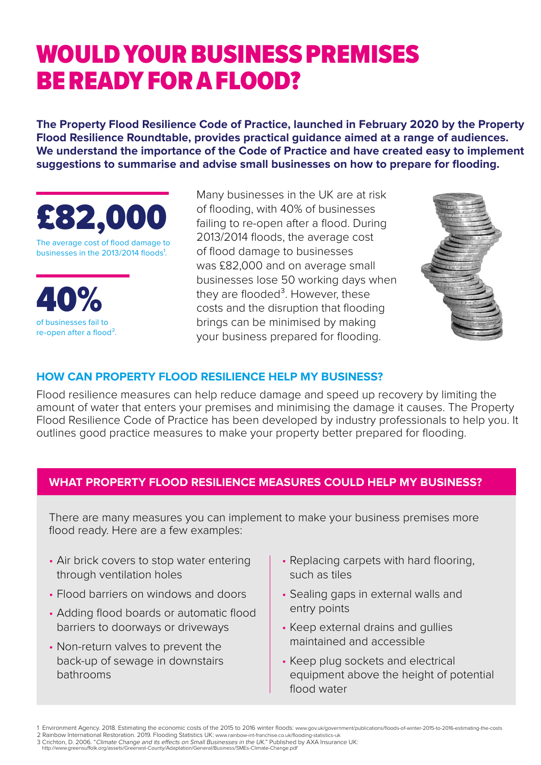# WOULD YOUR BUSINESS PREMISES BE READY FOR A FLOOD?

**The Property Flood Resilience Code of Practice, launched in February 2020 by the Property Flood Resilience Roundtable, provides practical guidance aimed at a range of audiences. We understand the importance of the Code of Practice and have created easy to implement suggestions to summarise and advise small businesses on how to prepare for flooding.**

**£82,000**

The average cost of flood damage to businesses in the 2013/2014 floods[1].

**40%**

of businesses fail to re-open after a flood[2].

Many businesses in the UK are at risk of flooding, with 40% of businesses failing to re-open after a flood. During 2013/2014 floods, the average cost of flood damage to businesses was £82,000 and on average small businesses lose 50 working days when they are flooded[3]. However, these costs and the disruption that flooding brings can be minimised by making your business prepared for flooding.

## HOW CAN PROPERTY FLOOD RESILIENCE HELP MY BUSINESS?

Flood resilience measures can help reduce damage and speed up recovery by limiting the amount of water that enters your premises and minimising the damage it causes. The Property Flood Resilience Code of Practice has been developed by industry professionals to help you. It outlines good practice measures to make your property better prepared for flooding.

## WHAT PROPERTY FLOOD RESILIENCE MEASURES COULD HELP MY BUSINESS?

There are many measures you can implement to make your business premises more flood ready. Here are a few examples:

- Air brick covers to stop water entering through ventilation holes
- Flood barriers on windows and doors
- Adding flood boards or automatic flood barriers to doorways or driveways
- Non-return valves to prevent the back-up of sewage in downstairs bathrooms
- Replacing carpets with hard flooring, such as tiles
- Sealing gaps in external walls and entry points
- Keep external drains and gullies maintained and accessible
- Keep plug sockets and electrical equipment above the height of potential flood water

1 Environment Agency. 2018. Estimating the economic costs of the 2015 to 2016 winter floods: www.gov.uk/government/publications/floods-of-winter-2015-to-2016-estimating-the-costs
2 Rainbow International Restoration. 2019. Flooding Statistics UK: www.rainbow-int-franchise.co.uk/flooding-statistics-uk
3 Crichton, D. 2006. "*Climate Change and its effects on Small Businesses in the UK.*" Published by AXA Insurance UK: http://www.greensuffolk.org/assets/Greenest-County/Adaptation/General/Business/SMEs-Climate-Change.pdf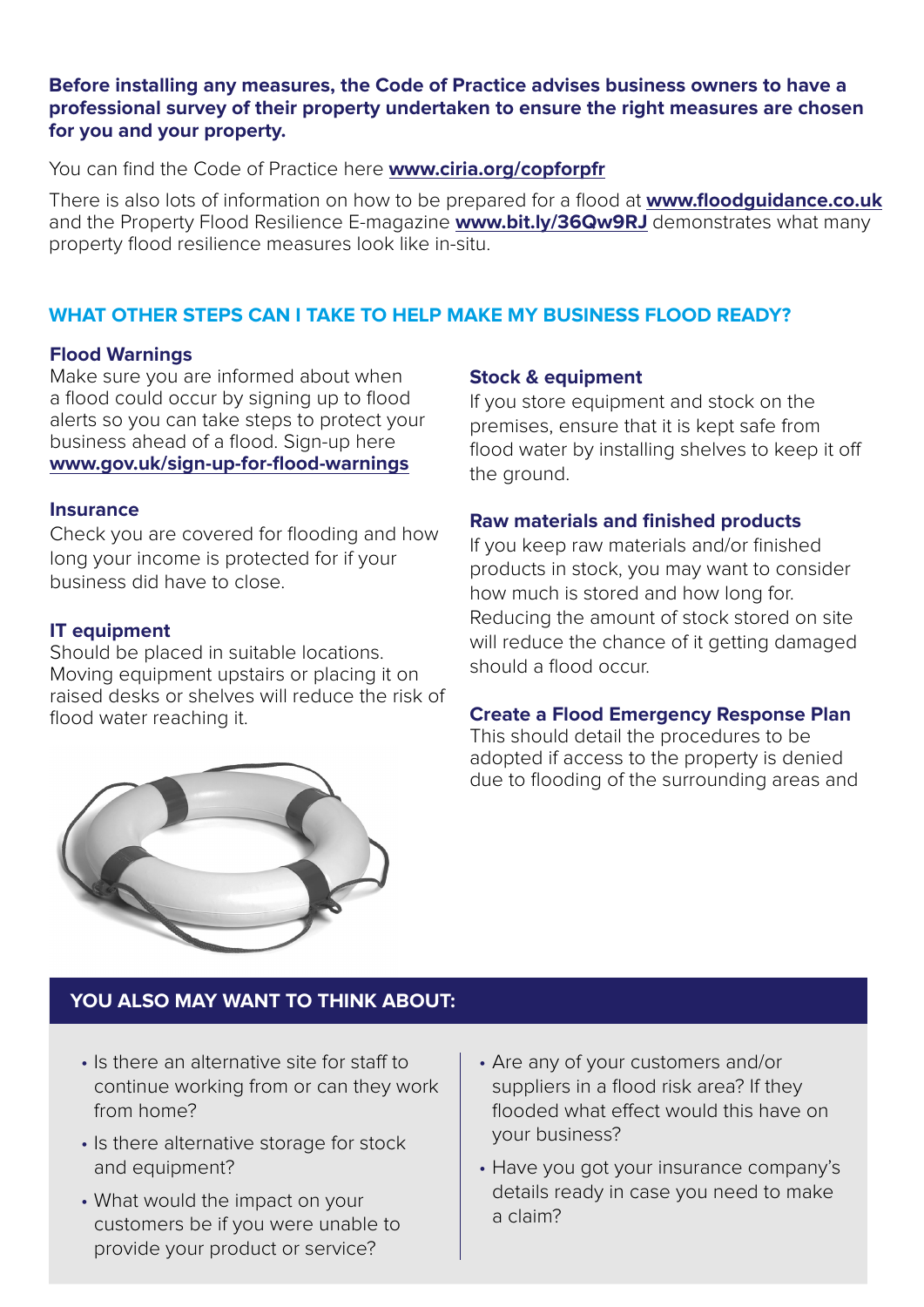**Before installing any measures, the Code of Practice advises business owners to have a professional survey of their property undertaken to ensure the right measures are chosen for you and your property.**

You can find the Code of Practice here **www.ciria.org/copforpfr**

There is also lots of information on how to be prepared for a flood at **www.floodguidance.co.uk** and the Property Flood Resilience E-magazine **www.bit.ly/36Qw9RJ** demonstrates what many property flood resilience measures look like in-situ.

## WHAT OTHER STEPS CAN I TAKE TO HELP MAKE MY BUSINESS FLOOD READY?

### Flood Warnings

Make sure you are informed about when a flood could occur by signing up to flood alerts so you can take steps to protect your business ahead of a flood. Sign-up here **www.gov.uk/sign-up-for-flood-warnings**

### Insurance

Check you are covered for flooding and how long your income is protected for if your business did have to close.

### IT equipment

Should be placed in suitable locations. Moving equipment upstairs or placing it on raised desks or shelves will reduce the risk of flood water reaching it.

### Stock & equipment

If you store equipment and stock on the premises, ensure that it is kept safe from flood water by installing shelves to keep it off the ground.

### Raw materials and finished products

If you keep raw materials and/or finished products in stock, you may want to consider how much is stored and how long for. Reducing the amount of stock stored on site will reduce the chance of it getting damaged should a flood occur.

### Create a Flood Emergency Response Plan

This should detail the procedures to be adopted if access to the property is denied due to flooding of the surrounding areas and

## YOU ALSO MAY WANT TO THINK ABOUT:

- Is there an alternative site for staff to continue working from or can they work from home?
- Is there alternative storage for stock and equipment?
- What would the impact on your customers be if you were unable to provide your product or service?
- Are any of your customers and/or suppliers in a flood risk area? If they flooded what effect would this have on your business?
- Have you got your insurance company's details ready in case you need to make a claim?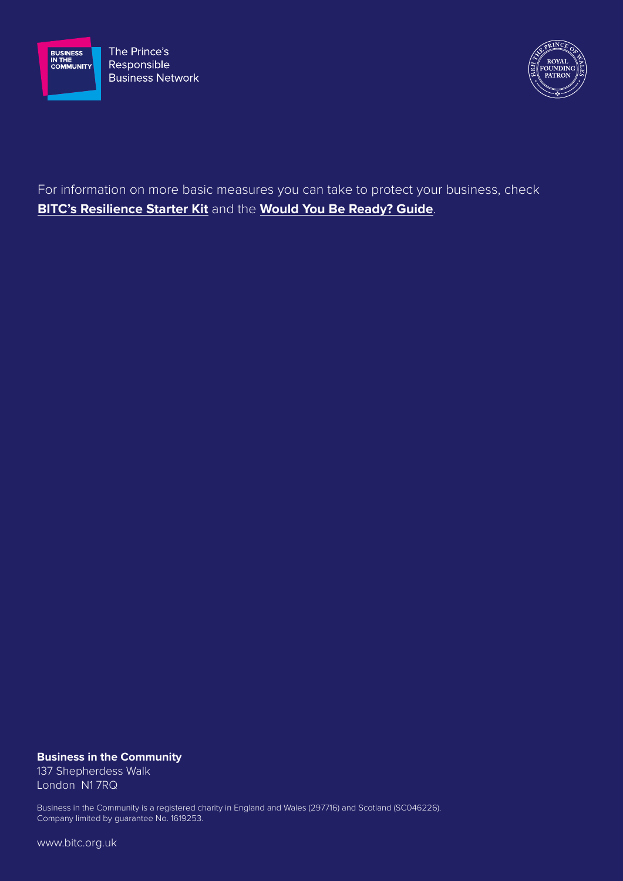For information on more basic measures you can take to protect your business, check **BITC's Resilience Starter Kit** and the **Would You Be Ready? Guide**.

**Business in the Community**
137 Shepherdess Walk
London N1 7RQ

Business in the Community is a registered charity in England and Wales (297716) and Scotland (SC046226).
Company limited by guarantee No. 1619253.

www.bitc.org.uk